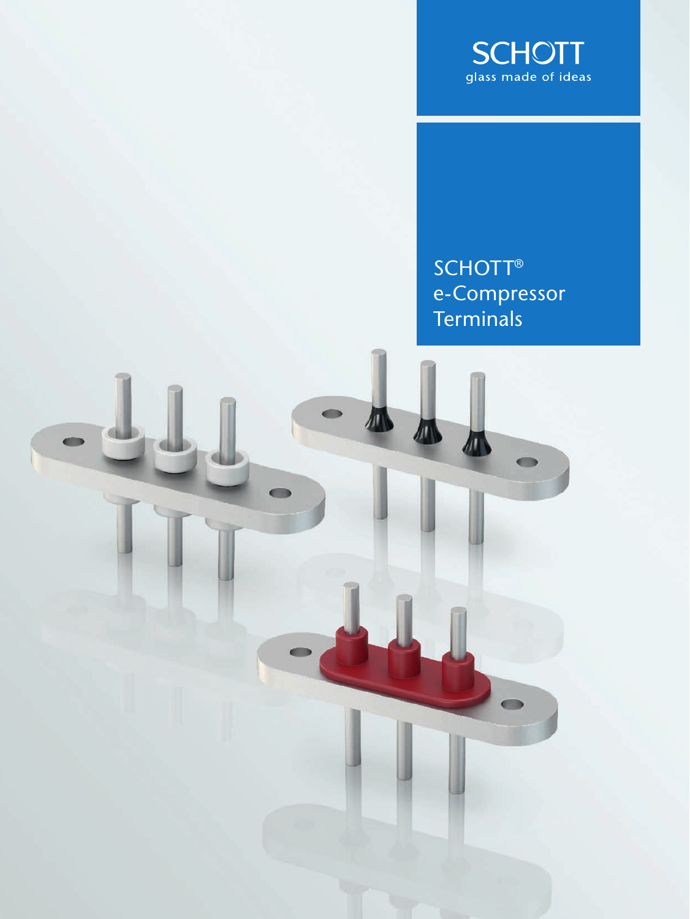SCHOTT
glass made of ideas

# SCHOTT® e-Compressor Terminals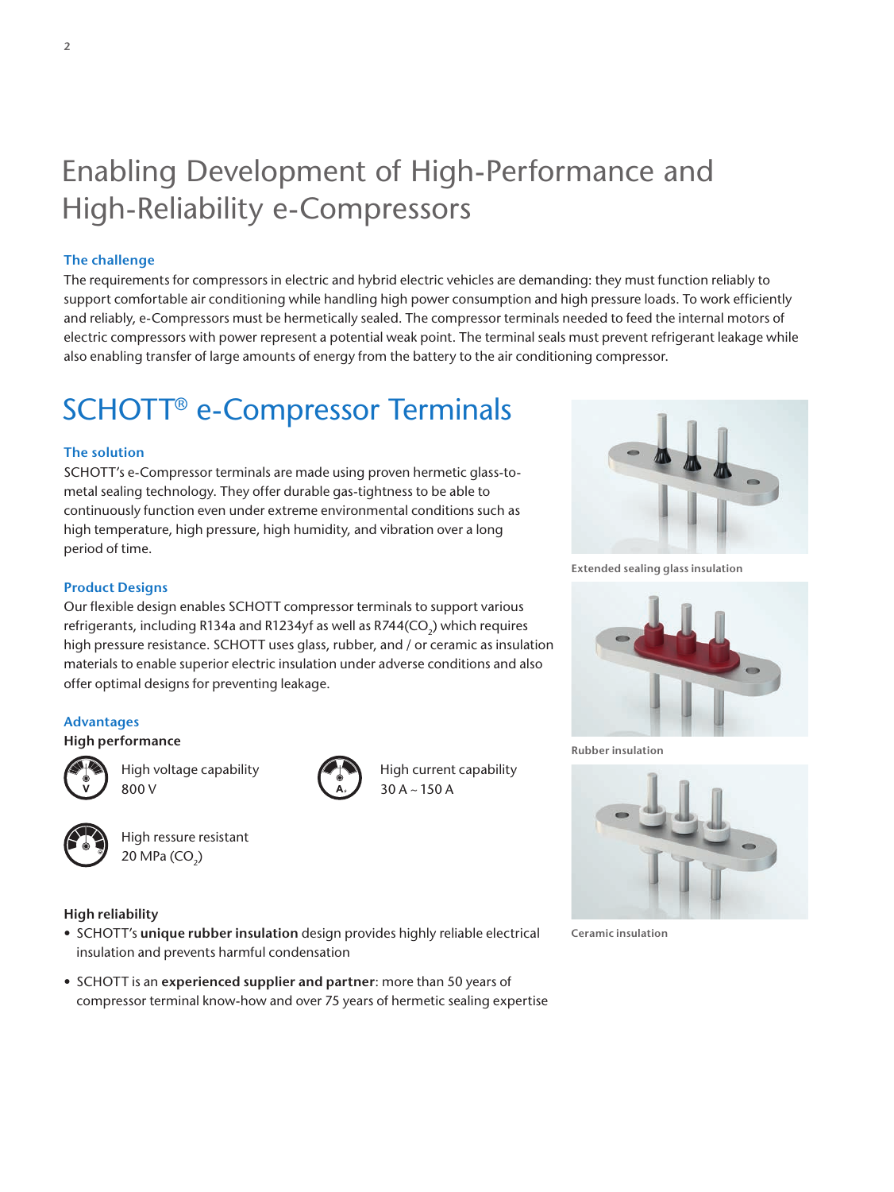# Enabling Development of High-Performance and High-Reliability e-Compressors

### The challenge

The requirements for compressors in electric and hybrid electric vehicles are demanding: they must function reliably to support comfortable air conditioning while handling high power consumption and high pressure loads. To work efficiently and reliably, e-Compressors must be hermetically sealed. The compressor terminals needed to feed the internal motors of electric compressors with power represent a potential weak point. The terminal seals must prevent refrigerant leakage while also enabling transfer of large amounts of energy from the battery to the air conditioning compressor.

## SCHOTT® e-Compressor Terminals

### The solution

SCHOTT's e-Compressor terminals are made using proven hermetic glass-to-metal sealing technology. They offer durable gas-tightness to be able to continuously function even under extreme environmental conditions such as high temperature, high pressure, high humidity, and vibration over a long period of time.

### Product Designs

Our flexible design enables SCHOTT compressor terminals to support various refrigerants, including R134a and R1234yf as well as R744($CO_2$) which requires high pressure resistance. SCHOTT uses glass, rubber, and / or ceramic as insulation materials to enable superior electric insulation under adverse conditions and also offer optimal designs for preventing leakage.

### Advantages

**High performance**

High voltage capability
800 V

High current capability
30 A ~ 150 A

High ressure resistant
20 MPa ($CO_2$)

**High reliability**

- SCHOTT's **unique rubber insulation** design provides highly reliable electrical insulation and prevents harmful condensation
- SCHOTT is an **experienced supplier and partner**: more than 50 years of compressor terminal know-how and over 75 years of hermetic sealing expertise

Extended sealing glass insulation

Rubber insulation

Ceramic insulation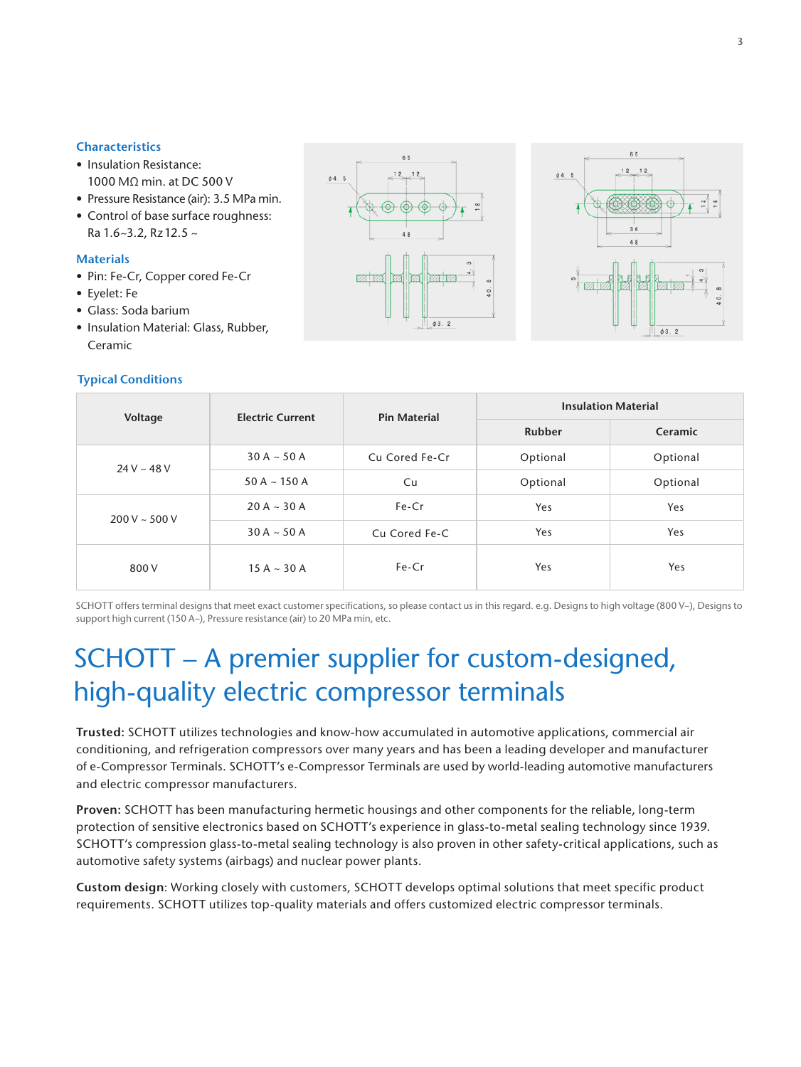### Characteristics

- Insulation Resistance: 1000 MΩ min. at DC 500 V
- Pressure Resistance (air): 3.5 MPa min.
- Control of base surface roughness: Ra 1.6~3.2, Rz 12.5 ~

### Materials

- Pin: Fe-Cr, Copper cored Fe-Cr
- Eyelet: Fe
- Glass: Soda barium
- Insulation Material: Glass, Rubber, Ceramic

### Typical Conditions

| Voltage | Electric Current | Pin Material | Insulation Material | |
|---|---|---|---|---|
| | | | Rubber | Ceramic |
| 24 V ~ 48 V | 30 A ~ 50 A | Cu Cored Fe-Cr | Optional | Optional |
| | 50 A ~ 150 A | Cu | Optional | Optional |
| 200 V ~ 500 V | 20 A ~ 30 A | Fe-Cr | Yes | Yes |
| | 30 A ~ 50 A | Cu Cored Fe-C | Yes | Yes |
| 800 V | 15 A ~ 30 A | Fe-Cr | Yes | Yes |

SCHOTT offers terminal designs that meet exact customer specifications, so please contact us in this regard. e.g. Designs to high voltage (800 V~), Designs to support high current (150 A~), Pressure resistance (air) to 20 MPa min, etc.

# SCHOTT – A premier supplier for custom-designed, high-quality electric compressor terminals

**Trusted:** SCHOTT utilizes technologies and know-how accumulated in automotive applications, commercial air conditioning, and refrigeration compressors over many years and has been a leading developer and manufacturer of e-Compressor Terminals. SCHOTT's e-Compressor Terminals are used by world-leading automotive manufacturers and electric compressor manufacturers.

**Proven:** SCHOTT has been manufacturing hermetic housings and other components for the reliable, long-term protection of sensitive electronics based on SCHOTT's experience in glass-to-metal sealing technology since 1939. SCHOTT's compression glass-to-metal sealing technology is also proven in other safety-critical applications, such as automotive safety systems (airbags) and nuclear power plants.

**Custom design**: Working closely with customers, SCHOTT develops optimal solutions that meet specific product requirements. SCHOTT utilizes top-quality materials and offers customized electric compressor terminals.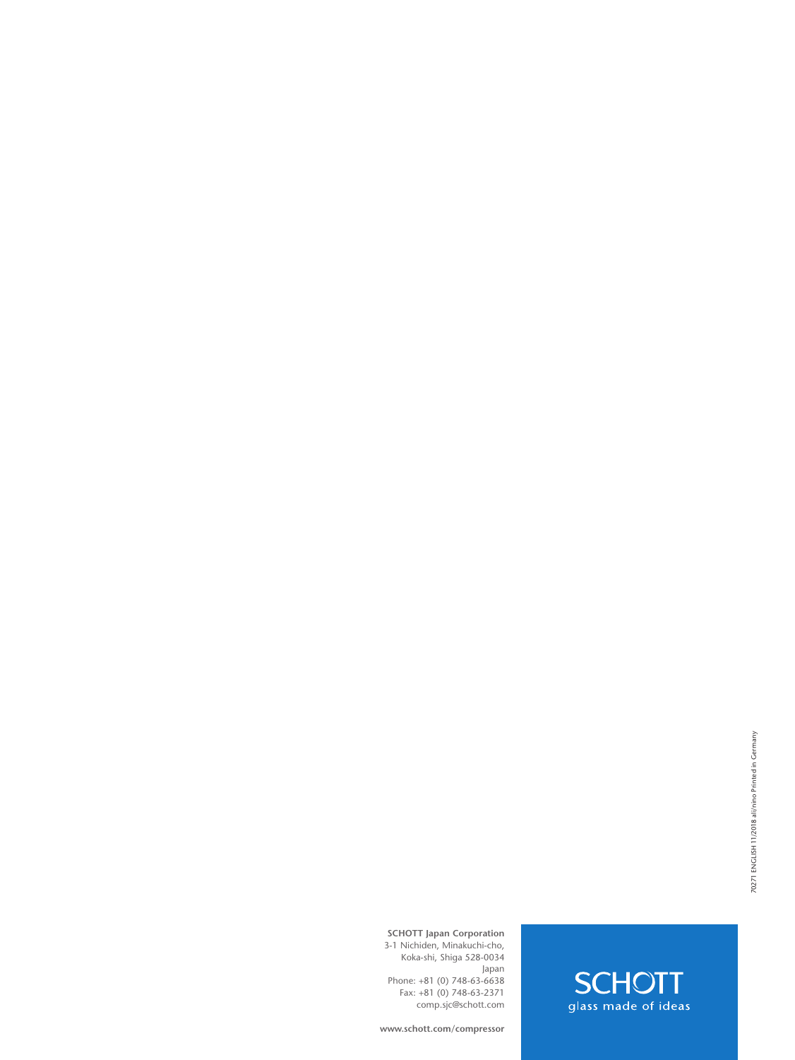**SCHOTT Japan Corporation**
3-1 Nichiden, Minakuchi-cho,
Koka-shi, Shiga 528-0034
Japan
Phone: +81 (0) 748-63-6638
Fax: +81 (0) 748-63-2371
comp.sjc@schott.com

**www.schott.com/compressor**

SCHOTT
glass made of ideas

70271 ENGLISH 11/2018 ali/nino Printed in Germany